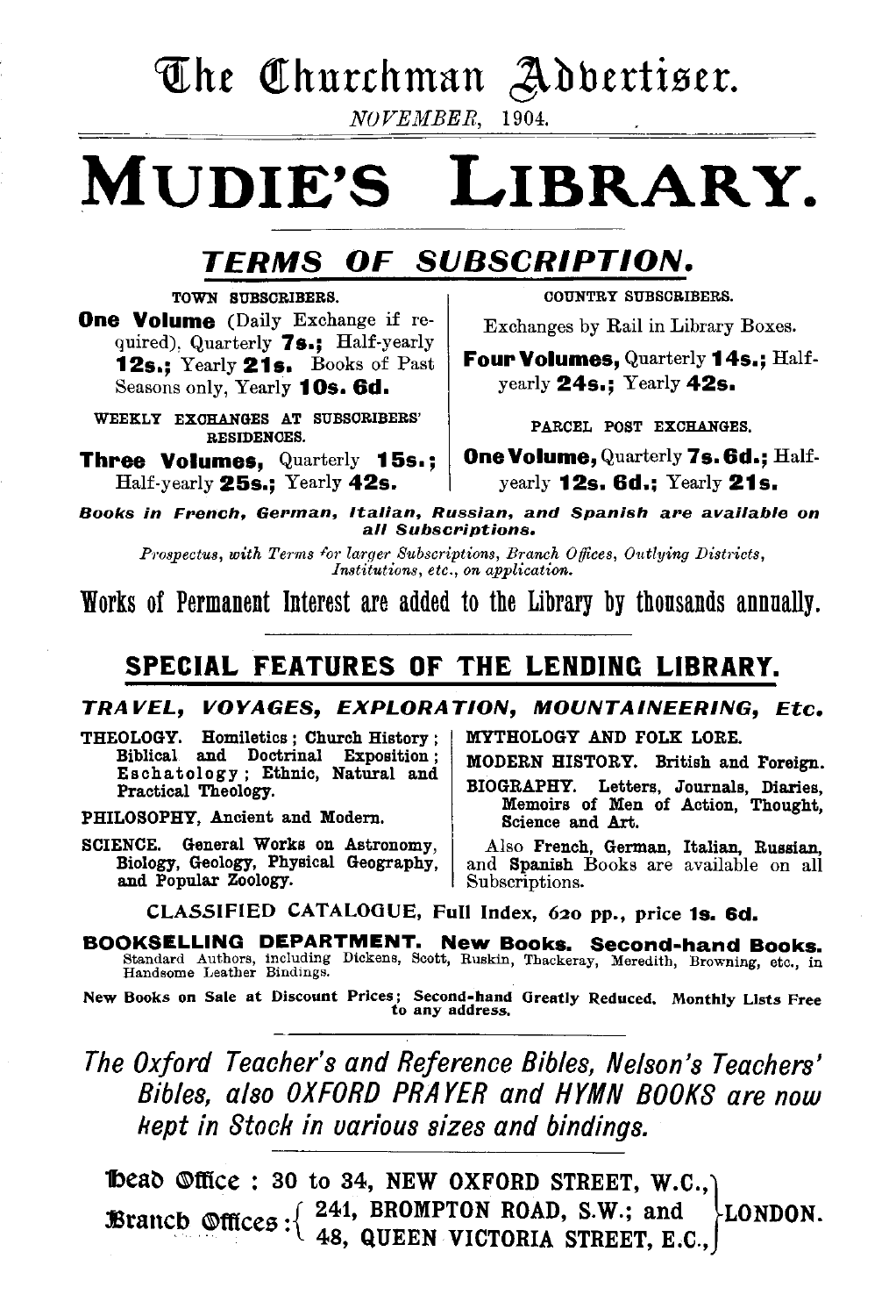# The Churchman Advertiser.

*NOVEMBER*, 1904.

# MUDIE'S LIBRARY.

## *TERMS OF SUBSCRIPTION.*

TOWN SUBSCRIBERS.

**One Volume** (Daily Exchange if required), Quarterly **7s.**; Half-yearly **12s.**; Yearly **21s.** Books of Past Seasons only, Yearly **10s. 6d.**

WEEKLY EXCHANGES AT SUBSCRIBERS' RESIDENCES.

**Three Volumes,** Quarterly **15s.**; Half-yearly **25s.**; Yearly **42s.**

COUNTRY SUBSCRIBERS.

Exchanges by Rail in Library Boxes.

**Four Volumes,** Quarterly **14s.**; Half-yearly **24s.**; Yearly **42s.**

PARCEL POST EXCHANGES.

**One Volume,** Quarterly **7s. 6d.**; Half-yearly **12s. 6d.**; Yearly **21s.**

***Books in French, German, Italian, Russian, and Spanish are available on all Subscriptions.***

*Prospectus, with Terms for larger Subscriptions, Branch Offices, Outlying Districts, Institutions, etc., on application.*

**Works of Permanent Interest are added to the Library by thousands annually.**

---

## SPECIAL FEATURES OF THE LENDING LIBRARY.

***TRAVEL, VOYAGES, EXPLORATION, MOUNTAINEERING, Etc.***

THEOLOGY. Homiletics; Church History; Biblical and Doctrinal Exposition; Eschatology; Ethnic, Natural and Practical Theology.

PHILOSOPHY, Ancient and Modern.

SCIENCE. General Works on Astronomy, Biology, Geology, Physical Geography, and Popular Zoology.

MYTHOLOGY AND FOLK LORE.

MODERN HISTORY. British and Foreign.

BIOGRAPHY. Letters, Journals, Diaries, Memoirs of Men of Action, Thought, Science and Art.

Also **French, German, Italian, Russian,** and **Spanish** Books are available on all Subscriptions.

CLASSIFIED CATALOGUE, Full Index, 620 pp., price **1s. 6d.**

**BOOKSELLING DEPARTMENT. New Books. Second-hand Books.**
Standard Authors, including Dickens, Scott, Ruskin, Thackeray, Meredith, Browning, etc., in Handsome Leather Bindings.

**New Books on Sale at Discount Prices; Second-hand Greatly Reduced. Monthly Lists Free to any address.**

---

*The Oxford Teacher's and Reference Bibles, Nelson's Teachers' Bibles, also OXFORD PRAYER and HYMN BOOKS are now kept in Stock in various sizes and bindings.*

---

**Head Office** : 30 to 34, NEW OXFORD STREET, W.C.,
**Branch Offices** : 241, BROMPTON ROAD, S.W.; and 48, QUEEN VICTORIA STREET, E.C.,
LONDON.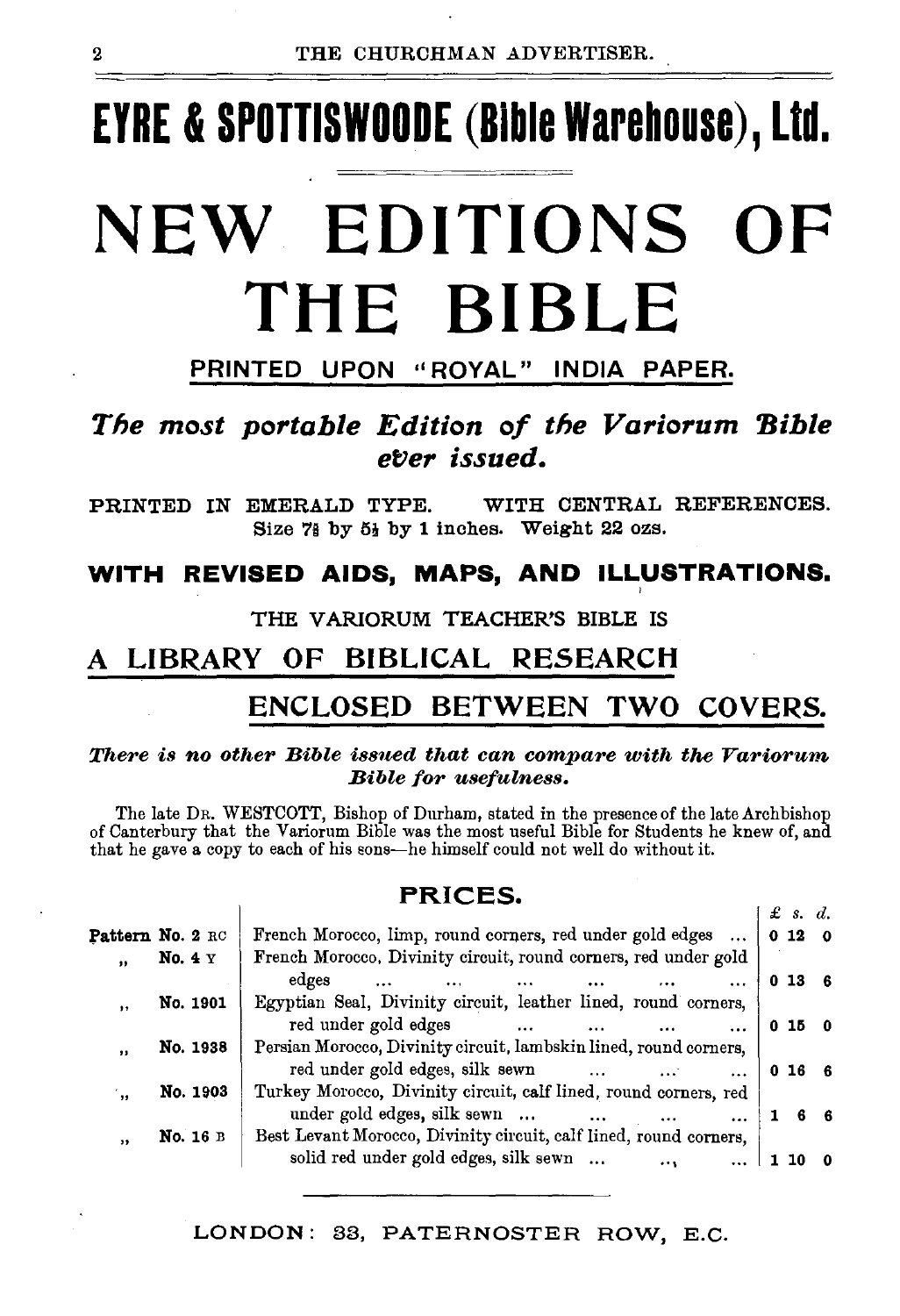# EYRE & SPOTTISWOODE (Bible Warehouse), Ltd.

# NEW EDITIONS OF THE BIBLE

## PRINTED UPON "ROYAL" INDIA PAPER.

***The most portable Edition of the Variorum Bible ever issued.***

PRINTED IN EMERALD TYPE. WITH CENTRAL REFERENCES.
Size 7⅜ by 5¼ by 1 inches. Weight 22 ozs.

**WITH REVISED AIDS, MAPS, AND ILLUSTRATIONS.**

THE VARIORUM TEACHER'S BIBLE IS

## A LIBRARY OF BIBLICAL RESEARCH
## ENCLOSED BETWEEN TWO COVERS.

***There is no other Bible issued that can compare with the Variorum Bible for usefulness.***

The late DR. WESTCOTT, Bishop of Durham, stated in the presence of the late Archbishop of Canterbury that the Variorum Bible was the most useful Bible for Students he knew of, and that he gave a copy to each of his sons—he himself could not well do without it.

### PRICES.

| | | £ | s. | d. |
|---|---|---|---|---|
| **Pattern No. 2** RC | French Morocco, limp, round corners, red under gold edges ... | 0 | 12 | 0 |
| " **No. 4** Y | French Morocco, Divinity circuit, round corners, red under gold edges ... | 0 | 13 | 6 |
| " **No. 1901** | Egyptian Seal, Divinity circuit, leather lined, round corners, red under gold edges ... | 0 | 15 | 0 |
| " **No. 1938** | Persian Morocco, Divinity circuit, lambskin lined, round corners, red under gold edges, silk sewn ... | 0 | 16 | 6 |
| " **No. 1903** | Turkey Morocco, Divinity circuit, calf lined, round corners, red under gold edges, silk sewn ... | 1 | 6 | 6 |
| " **No. 16** B | Best Levant Morocco, Divinity circuit, calf lined, round corners, solid red under gold edges, silk sewn ... | 1 | 10 | 0 |

LONDON: 33, PATERNOSTER ROW, E.C.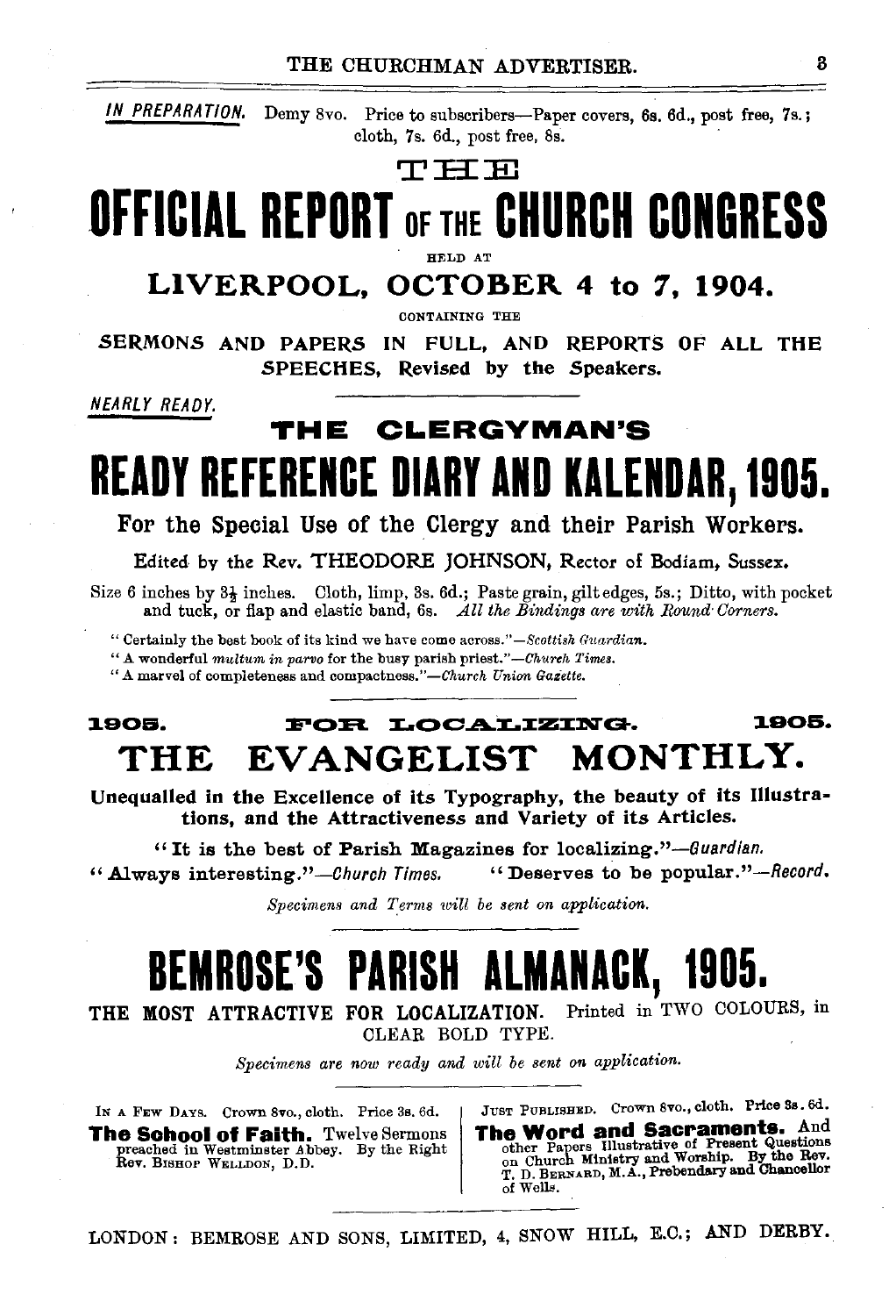*IN PREPARATION.* Demy 8vo. Price to subscribers—Paper covers, 6s. 6d., post free, 7s.; cloth, 7s. 6d., post free, 8s.

# THE OFFICIAL REPORT OF THE CHURCH CONGRESS

HELD AT

## LIVERPOOL, OCTOBER 4 to 7, 1904.

CONTAINING THE

**SERMONS AND PAPERS IN FULL, AND REPORTS OF ALL THE SPEECHES, Revised by the Speakers.**

---

*NEARLY READY.*

## THE CLERGYMAN'S

# READY REFERENCE DIARY AND KALENDAR, 1905.

**For the Special Use of the Clergy and their Parish Workers.**

Edited by the Rev. THEODORE JOHNSON, Rector of Bodiam, Sussex.

Size 6 inches by $3\frac{1}{2}$ inches. Cloth, limp, 3s. 6d.; Paste grain, gilt edges, 5s.; Ditto, with pocket and tuck, or flap and elastic band, 6s. *All the Bindings are with Round Corners.*

"Certainly the best book of its kind we have come across."—*Scottish Guardian.*

"A wonderful *multum in parvo* for the busy parish priest."—*Church Times.*

"A marvel of completeness and compactness."—*Church Union Gazette.*

---

**1905. FOR LOCALIZING. 1905.**

# THE EVANGELIST MONTHLY.

**Unequalled in the Excellence of its Typography, the beauty of its Illustrations, and the Attractiveness and Variety of its Articles.**

"**It is the best of Parish Magazines for localizing.**"—*Guardian.*

"**Always interesting.**"—*Church Times.* "**Deserves to be popular.**"—*Record.*

*Specimens and Terms will be sent on application.*

---

# BEMROSE'S PARISH ALMANACK, 1905.

**THE MOST ATTRACTIVE FOR LOCALIZATION.** Printed in TWO COLOURS, in CLEAR BOLD TYPE.

*Specimens are now ready and will be sent on application.*

---

IN A FEW DAYS. Crown 8vo., cloth. Price 3s. 6d.

**The School of Faith.** Twelve Sermons preached in Westminster Abbey. By the Right Rev. BISHOP WELLDON, D.D.

JUST PUBLISHED. Crown 8vo., cloth. Price 3s. 6d.

**The Word and Sacraments.** And other Papers Illustrative of Present Questions on Church Ministry and Worship. By the Rev. T. D. BERNARD, M.A., Prebendary and Chancellor of Wells.

---

LONDON: BEMROSE AND SONS, LIMITED, 4, SNOW HILL, E.C.; AND DERBY.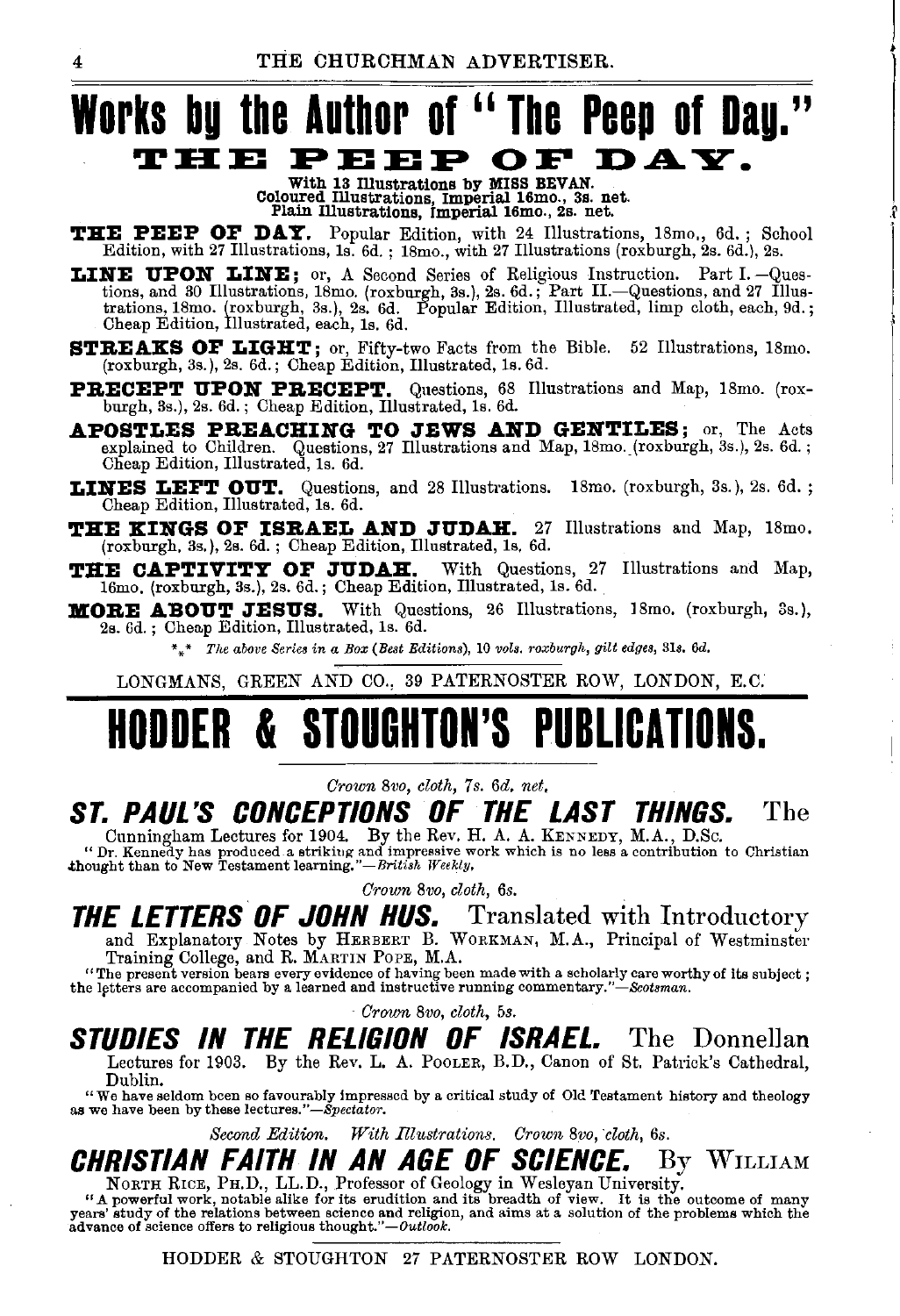# Works by the Author of "The Peep of Day."

## THE PEEP OF DAY.

With 13 Illustrations by MISS BEVAN.
Coloured Illustrations, Imperial 16mo., 3s. net.
Plain Illustrations, Imperial 16mo., 2s. net.

**THE PEEP OF DAY.** Popular Edition, with 24 Illustrations, 18mo., 6d.; School Edition, with 27 Illustrations, 1s. 6d.; 18mo., with 27 Illustrations (roxburgh, 2s. 6d.), 2s.

**LINE UPON LINE;** or, A Second Series of Religious Instruction. Part I.—Questions, and 30 Illustrations, 18mo. (roxburgh, 3s.), 2s. 6d.; Part II.—Questions, and 27 Illustrations, 18mo. (roxburgh, 3s.), 2s. 6d. Popular Edition, Illustrated, limp cloth, each, 9d.; Cheap Edition, Illustrated, each, 1s. 6d.

**STREAKS OF LIGHT;** or, Fifty-two Facts from the Bible. 52 Illustrations, 18mo. (roxburgh, 3s.), 2s. 6d.; Cheap Edition, Illustrated, 1s. 6d.

**PRECEPT UPON PRECEPT.** Questions, 68 Illustrations and Map, 18mo. (roxburgh, 3s.), 2s. 6d.; Cheap Edition, Illustrated, 1s. 6d.

**APOSTLES PREACHING TO JEWS AND GENTILES;** or, The Acts explained to Children. Questions, 27 Illustrations and Map, 18mo. (roxburgh, 3s.), 2s. 6d.; Cheap Edition, Illustrated, 1s. 6d.

**LINES LEFT OUT.** Questions, and 28 Illustrations. 18mo. (roxburgh, 3s.), 2s. 6d.; Cheap Edition, Illustrated, 1s. 6d.

**THE KINGS OF ISRAEL AND JUDAH.** 27 Illustrations and Map, 18mo. (roxburgh, 3s.), 2s. 6d.; Cheap Edition, Illustrated, 1s. 6d.

**THE CAPTIVITY OF JUDAH.** With Questions, 27 Illustrations and Map, 16mo. (roxburgh, 3s.), 2s. 6d.; Cheap Edition, Illustrated, 1s. 6d.

**MORE ABOUT JESUS.** With Questions, 26 Illustrations, 18mo. (roxburgh, 3s.), 2s. 6d.; Cheap Edition, Illustrated, 1s. 6d.

\*\*\* *The above Series in a Box (Best Editions), 10 vols. roxburgh, gilt edges, 31s. 6d.*

LONGMANS, GREEN AND CO., 39 PATERNOSTER ROW, LONDON, E.C.

---

# HODDER & STOUGHTON'S PUBLICATIONS.

*Crown 8vo, cloth, 7s. 6d. net.*

**_ST. PAUL'S CONCEPTIONS OF THE LAST THINGS._** The Cunningham Lectures for 1904. By the Rev. H. A. A. KENNEDY, M.A., D.Sc.

"Dr. Kennedy has produced a striking and impressive work which is no less a contribution to Christian thought than to New Testament learning."—*British Weekly.*

*Crown 8vo, cloth, 6s.*

**_THE LETTERS OF JOHN HUS._** Translated with Introductory and Explanatory Notes by HERBERT B. WORKMAN, M.A., Principal of Westminster Training College, and R. MARTIN POPE, M.A.

"The present version bears every evidence of having been made with a scholarly care worthy of its subject; the letters are accompanied by a learned and instructive running commentary."—*Scotsman.*

*Crown 8vo, cloth, 5s.*

**_STUDIES IN THE RELIGION OF ISRAEL._** The Donnellan Lectures for 1903. By the Rev. L. A. POOLER, B.D., Canon of St. Patrick's Cathedral, Dublin.

"We have seldom been so favourably impressed by a critical study of Old Testament history and theology as we have been by these lectures."—*Spectator.*

*Second Edition. With Illustrations. Crown 8vo, cloth, 6s.*

**_CHRISTIAN FAITH IN AN AGE OF SCIENCE._** By WILLIAM NORTH RICE, PH.D., LL.D., Professor of Geology in Wesleyan University.

"A powerful work, notable alike for its erudition and its breadth of view. It is the outcome of many years' study of the relations between science and religion, and aims at a solution of the problems which the advance of science offers to religious thought."—*Outlook.*

HODDER & STOUGHTON 27 PATERNOSTER ROW LONDON.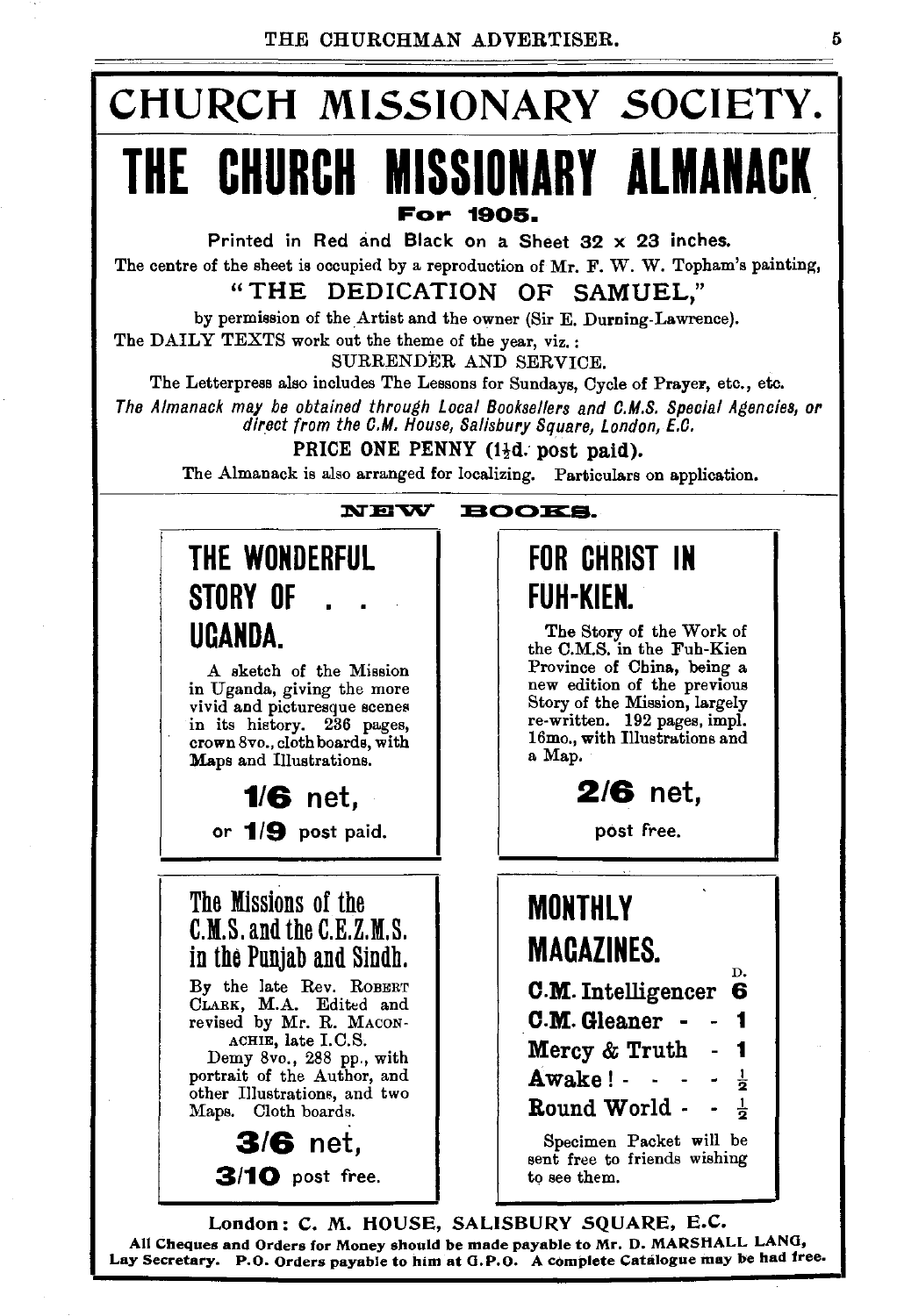# CHURCH MISSIONARY SOCIETY.

# THE CHURCH MISSIONARY ALMANACK

**For 1905.**

Printed in Red and Black on a Sheet 32 x 23 inches.

The centre of the sheet is occupied by a reproduction of Mr. F. W. W. Topham's painting,

"THE DEDICATION OF SAMUEL,"

by permission of the Artist and the owner (Sir E. Durning-Lawrence).

The DAILY TEXTS work out the theme of the year, viz.:

SURRENDER AND SERVICE.

The Letterpress also includes The Lessons for Sundays, Cycle of Prayer, etc., etc.

*The Almanack may be obtained through Local Booksellers and C.M.S. Special Agencies, or direct from the C.M. House, Salisbury Square, London, E.C.*

PRICE ONE PENNY (1½d. post paid).

The Almanack is also arranged for localizing. Particulars on application.

## NEW BOOKS.

### THE WONDERFUL STORY OF . . UGANDA.

A sketch of the Mission in Uganda, giving the more vivid and picturesque scenes in its history. 236 pages, crown 8vo., cloth boards, with Maps and Illustrations.

**1/6** net,

or **1/9** post paid.

### FOR CHRIST IN FUH-KIEN.

The Story of the Work of the C.M.S. in the Fuh-Kien Province of China, being a new edition of the previous Story of the Mission, largely re-written. 192 pages, impl. 16mo., with Illustrations and a Map.

**2/6** net,

post free.

### The Missions of the C.M.S. and the C.E.Z.M.S. in the Punjab and Sindh.

By the late Rev. ROBERT CLARK, M.A. Edited and revised by Mr. R. MACONACHIE, late I.C.S.

Demy 8vo., 288 pp., with portrait of the Author, and other Illustrations, and two Maps. Cloth boards.

**3/6** net,

**3/10** post free.

### MONTHLY MAGAZINES.

| | D. |
|---|---|
| **C.M. Intelligencer** | **6** |
| **C.M. Gleaner** | **1** |
| **Mercy & Truth** | **1** |
| **Awake!** | **½** |
| **Round World** | **½** |

Specimen Packet will be sent free to friends wishing to see them.

London: C. M. HOUSE, SALISBURY SQUARE, E.C.

**All Cheques and Orders for Money should be made payable to Mr. D. MARSHALL LANG, Lay Secretary. P.O. Orders payable to him at G.P.O. A complete Catalogue may be had free.**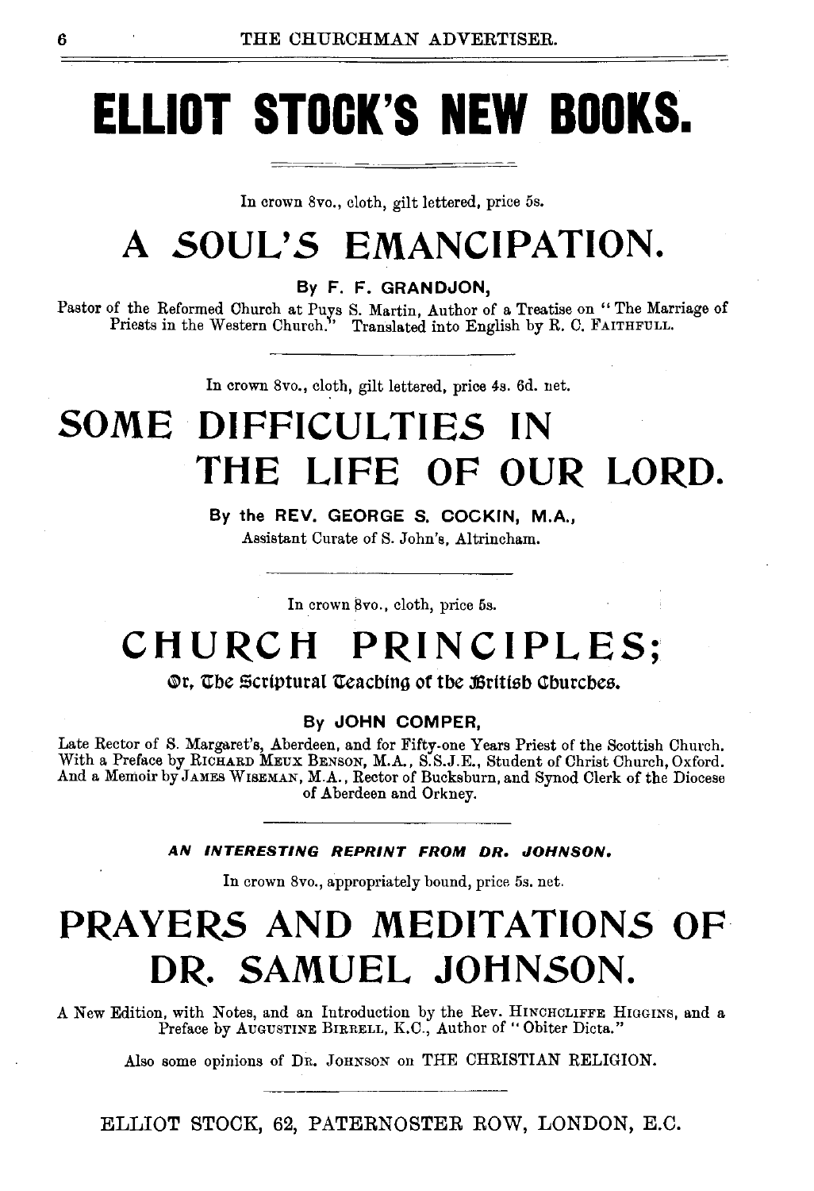# ELLIOT STOCK'S NEW BOOKS.

In crown 8vo., cloth, gilt lettered, price 5s.

## A SOUL'S EMANCIPATION.

By F. F. GRANDJON,

Pastor of the Reformed Church at Puys S. Martin, Author of a Treatise on "The Marriage of Priests in the Western Church." Translated into English by R. C. FAITHFULL.

---

In crown 8vo., cloth, gilt lettered, price 4s. 6d. net.

## SOME DIFFICULTIES IN THE LIFE OF OUR LORD.

By the REV. GEORGE S. COCKIN, M.A.,
Assistant Curate of S. John's, Altrincham.

---

In crown 8vo., cloth, price 5s.

## CHURCH PRINCIPLES;

Or, The Scriptural Teaching of the British Churches.

By JOHN COMPER,

Late Rector of S. Margaret's, Aberdeen, and for Fifty-one Years Priest of the Scottish Church. With a Preface by RICHARD MEUX BENSON, M.A., S.S.J.E., Student of Christ Church, Oxford. And a Memoir by JAMES WISEMAN, M.A., Rector of Bucksburn, and Synod Clerk of the Diocese of Aberdeen and Orkney.

---

***AN INTERESTING REPRINT FROM DR. JOHNSON.***

In crown 8vo., appropriately bound, price 5s. net.

## PRAYERS AND MEDITATIONS OF DR. SAMUEL JOHNSON.

A New Edition, with Notes, and an Introduction by the Rev. HINCHCLIFFE HIGGINS, and a Preface by AUGUSTINE BIRRELL, K.C., Author of "Obiter Dicta."

Also some opinions of DR. JOHNSON on THE CHRISTIAN RELIGION.

---

ELLIOT STOCK, 62, PATERNOSTER ROW, LONDON, E.C.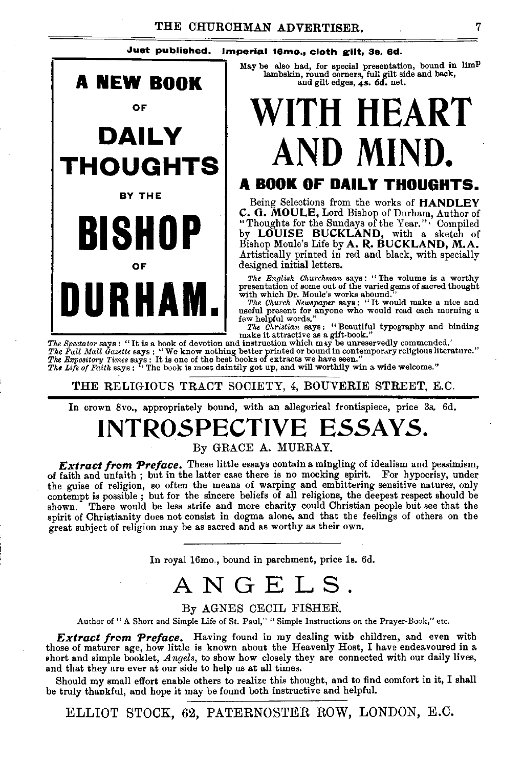**Just published. Imperial 16mo., cloth gilt, 3s. 6d.**

**A NEW BOOK**

**OF**

**DAILY THOUGHTS**

**BY THE**

**BISHOP**

**OF**

**DURHAM.**

May be also had, for special presentation, bound in limP lambskin, round corners, full gilt side and back, and gilt edges, 4*s*. 6*d*. net.

# WITH HEART AND MIND.

## A BOOK OF DAILY THOUGHTS.

Being Selections from the works of **HANDLEY C. G. MOULE,** Lord Bishop of Durham, Author of "Thoughts for the Sundays of the Year." Compiled by **LOUISE BUCKLAND,** with a sketch of Bishop Moule's Life by **A. R. BUCKLAND, M.A.** Artistically printed in red and black, with specially designed initial letters.

*The English Churchman* says: "The volume is a worthy presentation of some out of the varied gems of sacred thought with which Dr. Moule's works abound."

*The Church Newspaper* says: "It would make a nice and useful present for anyone who would read each morning a few helpful words."

*The Christian* says: "Beautiful typography and binding make it attractive as a gift-book."

*The Spectator* says: "It is a book of devotion and instruction which may be unreservedly commended.'

*The Pall Mall Gazette* says: "We know nothing better printed or bound in contemporary religious literature."

*The Expository Times* says: It is one of the best books of extracts we have seen."

*The Life of Faith* says: "The book is most daintily got up, and will worthily win a wide welcome."

THE RELIGIOUS TRACT SOCIETY, 4, BOUVERIE STREET, E.C.

---

In crown 8vo., appropriately bound, with an allegorical frontispiece, price 3s. 6d.

# INTROSPECTIVE ESSAYS.

By GRACE A. MURRAY.

***Extract from Preface.*** These little essays contain a mingling of idealism and pessimism, of faith and unfaith; but in the latter case there is no mocking spirit. For hypocrisy, under the guise of religion, so often the means of warping and embittering sensitive natures, only contempt is possible; but for the sincere beliefs of all religions, the deepest respect should be shown. There would be less strife and more charity could Christian people but see that the spirit of Christianity does not consist in dogma alone, and that the feelings of others on the great subject of religion may be as sacred and as worthy as their own.

---

In royal 16mo., bound in parchment, price 1s. 6d.

# ANGELS.

By AGNES CECIL FISHER.

Author of "A Short and Simple Life of St. Paul," "Simple Instructions on the Prayer-Book," etc.

***Extract from Preface.*** Having found in my dealing with children, and even with those of maturer age, how little is known about the Heavenly Host, I have endeavoured in a short and simple booklet, *Angels*, to show how closely they are connected with our daily lives, and that they are ever at our side to help us at all times.

Should my small effort enable others to realize this thought, and to find comfort in it, I shall be truly thankful, and hope it may be found both instructive and helpful.

ELLIOT STOCK, 62, PATERNOSTER ROW, LONDON, E.C.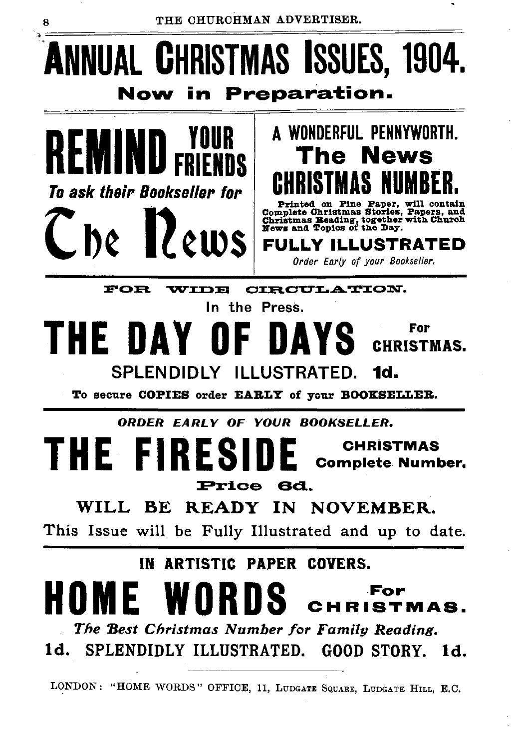# ANNUAL CHRISTMAS ISSUES, 1904.

## Now in Preparation.

**REMIND YOUR FRIENDS**

*To ask their Bookseller for*

**The News**

**A WONDERFUL PENNYWORTH.**

## The News CHRISTMAS NUMBER.

**Printed on Fine Paper, will contain Complete Christmas Stories, Papers, and Christmas Reading, together with Church News and Topics of the Day.**

**FULLY ILLUSTRATED**

*Order Early of your Bookseller.*

---

**FOR WIDE CIRCULATION.**

In the Press.

## THE DAY OF DAYS For CHRISTMAS.

SPLENDIDLY ILLUSTRATED. **1d.**

**To secure COPIES order EARLY of your BOOKSELLER.**

---

***ORDER EARLY OF YOUR BOOKSELLER.***

## THE FIRESIDE CHRISTMAS Complete Number.

**Price 6d.**

**WILL BE READY IN NOVEMBER.**

This Issue will be Fully Illustrated and up to date.

---

**IN ARTISTIC PAPER COVERS.**

## HOME WORDS For CHRISTMAS.

***The Best Christmas Number for Family Reading.***

**1d. SPLENDIDLY ILLUSTRATED. GOOD STORY. 1d.**

---

LONDON: "HOME WORDS" OFFICE, 11, LUDGATE SQUARE, LUDGATE HILL, E.C.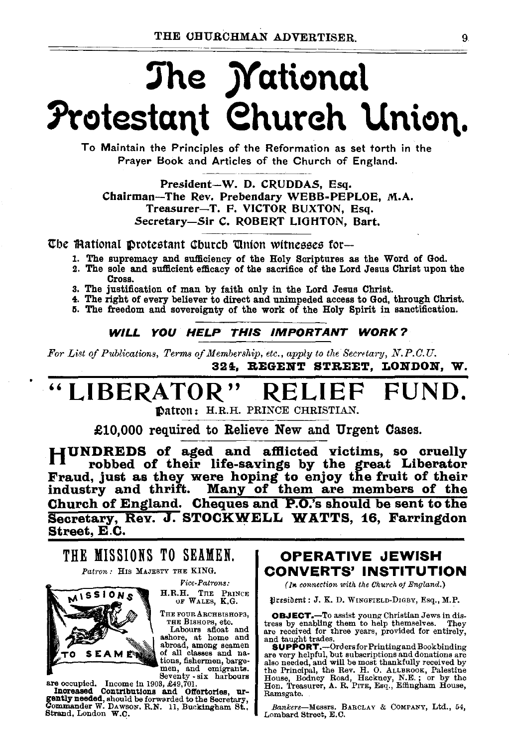# The National Protestant Church Union.

To Maintain the Principles of the Reformation as set forth in the Prayer Book and Articles of the Church of England.

President—W. D. CRUDDAS, Esq.
Chairman—The Rev. Prebendary WEBB-PEPLOE, M.A.
Treasurer—T. F. VICTOR BUXTON, Esq.
Secretary—Sir C. ROBERT LIGHTON, Bart.

The National Protestant Church Union witnesses for—

1. The supremacy and sufficiency of the Holy Scriptures as the Word of God.
2. The sole and sufficient efficacy of the sacrifice of the Lord Jesus Christ upon the Cross.
3. The justification of man by faith only in the Lord Jesus Christ.
4. The right of every believer to direct and unimpeded access to God, through Christ.
5. The freedom and sovereignty of the work of the Holy Spirit in sanctification.

***WILL YOU HELP THIS IMPORTANT WORK?***

*For List of Publications, Terms of Membership, etc., apply to the Secretary, N.P.C.U.*

**324, REGENT STREET, LONDON, W.**

# "LIBERATOR" RELIEF FUND.

Patron: H.R.H. PRINCE CHRISTIAN.

**£10,000 required to Relieve New and Urgent Cases.**

**HUNDREDS of aged and afflicted victims, so cruelly robbed of their life-savings by the great Liberator Fraud, just as they were hoping to enjoy the fruit of their industry and thrift. Many of them are members of the Church of England. Cheques and P.O.'s should be sent to the Secretary, Rev. J. STOCKWELL WATTS, 16, Farringdon Street, E.C.**

## THE MISSIONS TO SEAMEN.

*Patron:* HIS MAJESTY THE KING.

*Vice-Patrons:*
H.R.H. THE PRINCE OF WALES, K.G.
THE FOUR ARCHBISHOPS, THE BISHOPS, etc.

Labours afloat and ashore, at home and abroad, among seamen of all classes and nations, fishermen, bargemen, and emigrants. Seventy-six harbours are occupied. Income in 1908, £49,701.

**Increased Contributions and Offertories, urgently needed,** should be forwarded to the Secretary, Commander W. DAWSON, R.N. 11, Buckingham St., Strand, London W.C.

## OPERATIVE JEWISH CONVERTS' INSTITUTION

*(In connection with the Church of England.)*

President: J. K. D. WINGFIELD-DIGBY, Esq., M.P.

**OBJECT.**—To assist young Christian Jews in distress by enabling them to help themselves. They are received for three years, provided for entirely, and taught trades.

**SUPPORT.**—Orders for Printing and Bookbinding are very helpful, but subscriptions and donations are also needed, and will be most thankfully received by the Principal, the Rev. H. O. ALLBROOK, Palestine House, Bodney Road, Hackney, N.E.; or by the Hon. Treasurer, A. R. PITE, Esq., Effingham House, Ramsgate.

*Bankers*—Messrs. BARCLAY & COMPANY, Ltd., 54, Lombard Street, E.C.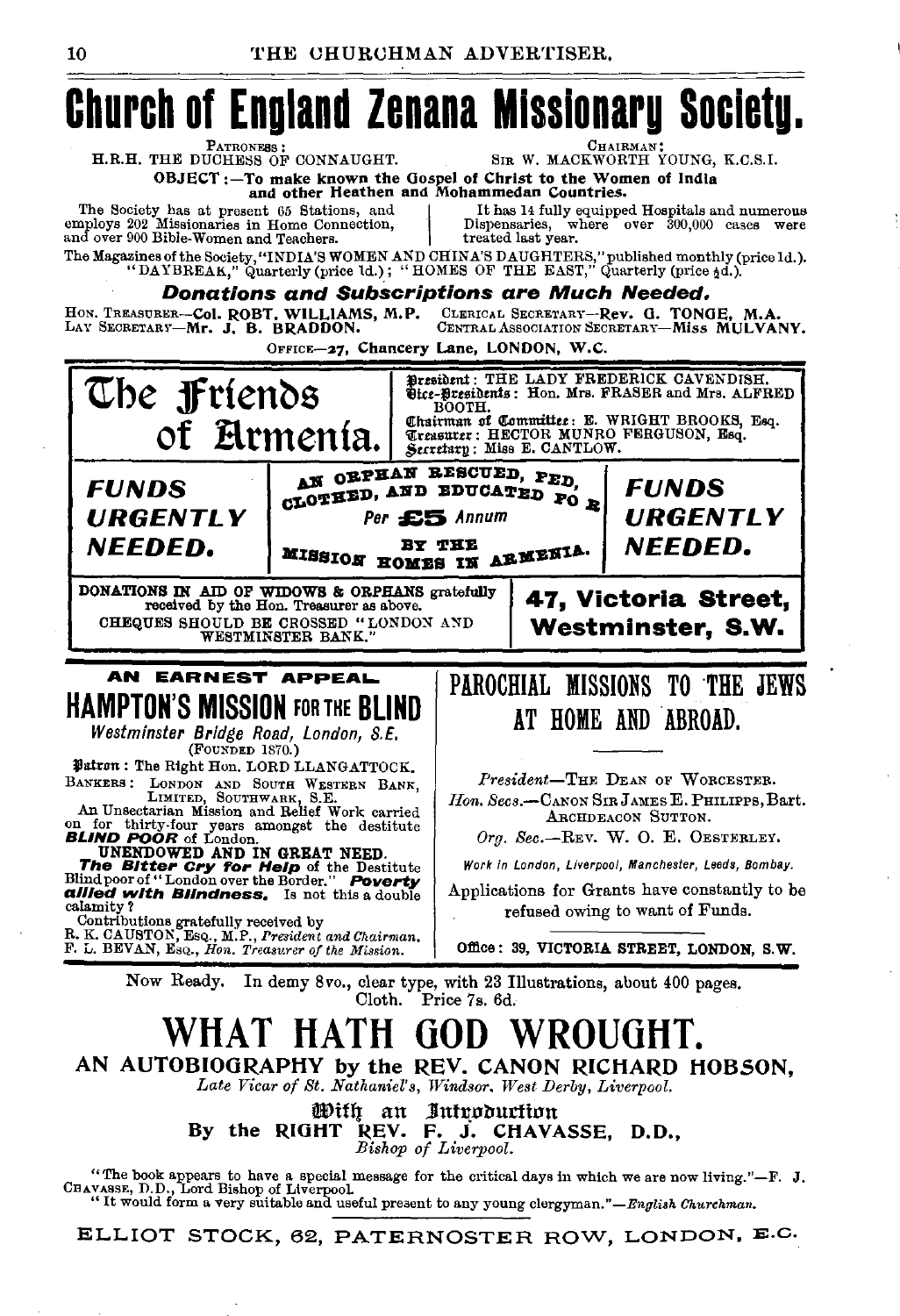# Church of England Zenana Missionary Society.

PATRONESS:
H.R.H. THE DUCHESS OF CONNAUGHT.

CHAIRMAN:
SIR W. MACKWORTH YOUNG, K.C.S.I.

**OBJECT:—To make known the Gospel of Christ to the Women of India and other Heathen and Mohammedan Countries.**

The Society has at present 65 Stations, and employs 202 Missionaries in Home Connection, and over 900 Bible-Women and Teachers.

It has 14 fully equipped Hospitals and numerous Dispensaries, where over 300,000 cases were treated last year.

The Magazines of the Society, "INDIA'S WOMEN AND CHINA'S DAUGHTERS," published monthly (price 1d.). "DAYBREAK," Quarterly (price 1d.); "HOMES OF THE EAST," Quarterly (price ½d.).

***Donations and Subscriptions are Much Needed.***

HON. TREASURER—**Col. ROBT. WILLIAMS, M.P.** CLERICAL SECRETARY—**Rev. G. TONGE, M.A.**
LAY SECRETARY—**Mr. J. B. BRADDON.** CENTRAL ASSOCIATION SECRETARY—**Miss MULVANY.**

OFFICE—**27, Chancery Lane, LONDON, W.C.**

---

# The Friends of Armenia.

**President**: THE LADY FREDERICK CAVENDISH.
**Vice-Presidents**: Hon. Mrs. FRASER and Mrs. ALFRED BOOTH.
**Chairman of Committee**: E. WRIGHT BROOKS, Esq.
**Treasurer**: HECTOR MUNRO FERGUSON, Esq.
**Secretary**: Miss E. CANTLOW.

***FUNDS URGENTLY NEEDED.***

AN ORPHAN RESCUED, FED, CLOTHED, AND EDUCATED FOR

Per **£5** Annum

BY THE MISSION HOMES IN ARMENIA.

***FUNDS URGENTLY NEEDED.***

DONATIONS IN AID OF WIDOWS & ORPHANS gratefully received by the Hon. Treasurer as above.
CHEQUES SHOULD BE CROSSED "LONDON AND WESTMINSTER BANK."

**47, Victoria Street, Westminster, S.W.**

---

**AN EARNEST APPEAL.**

## HAMPTON'S MISSION FOR THE BLIND

*Westminster Bridge Road, London, S.E.*
(FOUNDED 1870.)

**Patron**: The Right Hon. LORD LLANGATTOCK.

BANKERS: LONDON AND SOUTH WESTERN BANK, LIMITED, SOUTHWARK, S.E.

An Unsectarian Mission and Relief Work carried on for thirty-four years amongst the destitute ***BLIND POOR*** of London.

**UNENDOWED AND IN GREAT NEED.**

***The Bitter Cry for Help*** of the Destitute Blind poor of "London over the Border." ***Poverty allied with Blindness.*** Is not this a double calamity?

Contributions gratefully received by
R. K. CAUSTON, Esq., M.P., *President and Chairman.*
F. L. BEVAN, Esq., *Hon. Treasurer of the Mission.*

---

## PAROCHIAL MISSIONS TO THE JEWS AT HOME AND ABROAD.

*President*—THE DEAN OF WORCESTER.

*Hon. Secs.*—CANON SIR JAMES E. PHILIPPS, Bart. ARCHDEACON SUTTON.

*Org. Sec.*—REV. W. O. E. OESTERLEY.

*Work in London, Liverpool, Manchester, Leeds, Bombay.*

Applications for Grants have constantly to be refused owing to want of Funds.

Office: 39, VICTORIA STREET, LONDON, S.W.

---

Now Ready. In demy 8vo., clear type, with 23 Illustrations, about 400 pages. Cloth. Price 7s. 6d.

# WHAT HATH GOD WROUGHT.

**AN AUTOBIOGRAPHY by the REV. CANON RICHARD HOBSON,**
*Late Vicar of St. Nathaniel's, Windsor, West Derby, Liverpool.*

**With an Introduction**
**By the RIGHT REV. F. J. CHAVASSE, D.D.,**
*Bishop of Liverpool.*

"The book appears to have a special message for the critical days in which we are now living."—F. J. CHAVASSE, D.D., Lord Bishop of Liverpool.

"It would form a very suitable and useful present to any young clergyman."—*English Churchman.*

ELLIOT STOCK, 62, PATERNOSTER ROW, LONDON, E.C.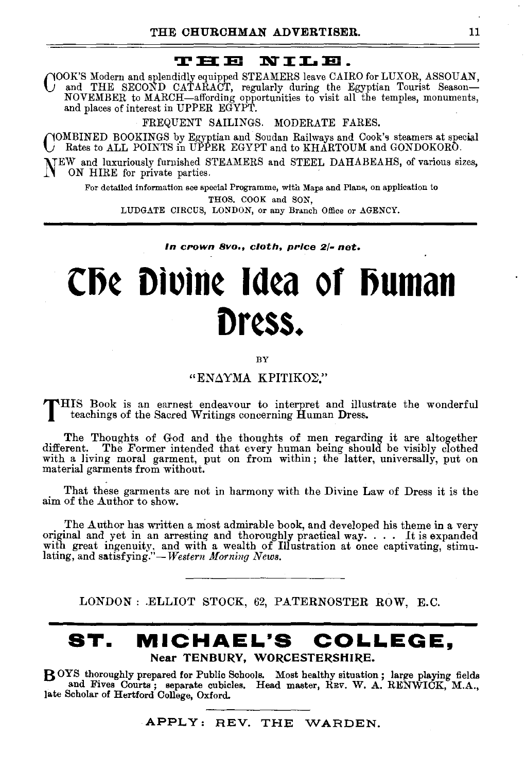## THE NILE.

COOK'S Modern and splendidly equipped STEAMERS leave CAIRO for LUXOR, ASSOUAN, and THE SECOND CATARACT, regularly during the Egyptian Tourist Season—NOVEMBER to MARCH—affording opportunities to visit all the temples, monuments, and places of interest in UPPER EGYPT.

FREQUENT SAILINGS. MODERATE FARES.

COMBINED BOOKINGS by Egyptian and Soudan Railways and Cook's steamers at special Rates to ALL POINTS in UPPER EGYPT and to KHARTOUM and GONDOKORO.

NEW and luxuriously furnished STEAMERS and STEEL DAHABEAHS, of various sizes, ON HIRE for private parties.

For detailed information see special Programme, with Maps and Plans, on application to
THOS. COOK and SON,
LUDGATE CIRCUS, LONDON, or any Branch Office or AGENCY.

---

*In crown 8vo., cloth, price 2/- net.*

# The Divine Idea of Human Dress.

BY

"ΕΝΔΥΜΑ ΚΡΙΤΙΚΟΣ."

THIS Book is an earnest endeavour to interpret and illustrate the wonderful teachings of the Sacred Writings concerning Human Dress.

The Thoughts of God and the thoughts of men regarding it are altogether different. The Former intended that every human being should be visibly clothed with a living moral garment, put on from within; the latter, universally, put on material garments from without.

That these garments are not in harmony with the Divine Law of Dress it is the aim of the Author to show.

"The Author has written a most admirable book, and developed his theme in a very original and yet in an arresting and thoroughly practical way. . . . It is expanded with great ingenuity, and with a wealth of Illustration at once captivating, stimulating, and satisfying."—*Western Morning News.*

LONDON : ELLIOT STOCK, 62, PATERNOSTER ROW, E.C.

---

## ST. MICHAEL'S COLLEGE,
**Near TENBURY, WORCESTERSHIRE.**

BOYS thoroughly prepared for Public Schools. Most healthy situation; large playing fields and Fives Courts; separate cubicles. Head master, REV. W. A. RENWICK, M.A., late Scholar of Hertford College, Oxford.

APPLY: REV. THE WARDEN.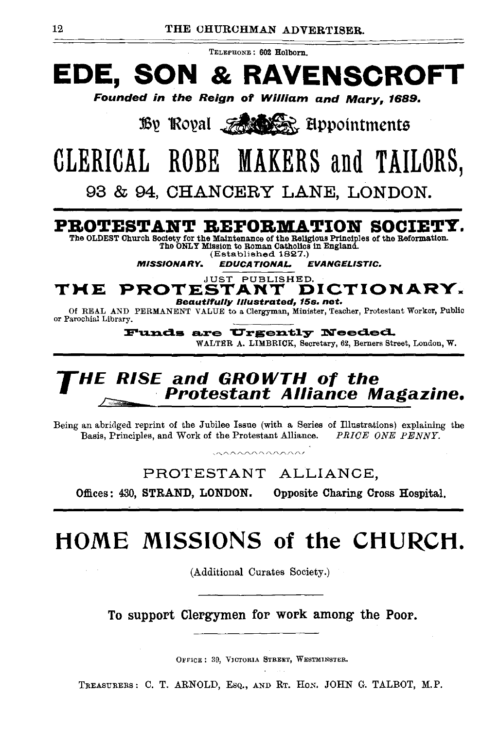TELEPHONE: 602 Holborn.

# EDE, SON & RAVENSCROFT

***Founded in the Reign of William and Mary, 1689.***

By Royal Appointments

# CLERICAL ROBE MAKERS and TAILORS,

## 93 & 94, CHANCERY LANE, LONDON.

---

# PROTESTANT REFORMATION SOCIETY.

**The OLDEST Church Society for the Maintenance of the Religious Principles of the Reformation. The ONLY Mission to Roman Catholics in England.**
(Established 1827.)

***MISSIONARY. EDUCATIONAL. EVANGELISTIC.***

JUST PUBLISHED.

## THE PROTESTANT DICTIONARY.

***Beautifully Illustrated, 15s. net.***

Of REAL AND PERMANENT VALUE to a Clergyman, Minister, Teacher, Protestant Worker, Public or Parochial Library.

**Funds are Urgently Needed.**

WALTER A. LIMBRICK, Secretary, 62, Berners Street, London, W.

---

# *THE RISE and GROWTH of the Protestant Alliance Magazine.*

Being an abridged reprint of the Jubilee Issue (with a Series of Illustrations) explaining the Basis, Principles, and Work of the Protestant Alliance. *PRICE ONE PENNY.*

PROTESTANT ALLIANCE,

**Offices: 430, STRAND, LONDON. Opposite Charing Cross Hospital.**

---

# HOME MISSIONS of the CHURCH.

(Additional Curates Society.)

**To support Clergymen for work among the Poor.**

OFFICE: 39, VICTORIA STREET, WESTMINSTER.

TREASURERS: C. T. ARNOLD, ESQ., AND RT. HON. JOHN G. TALBOT, M.P.